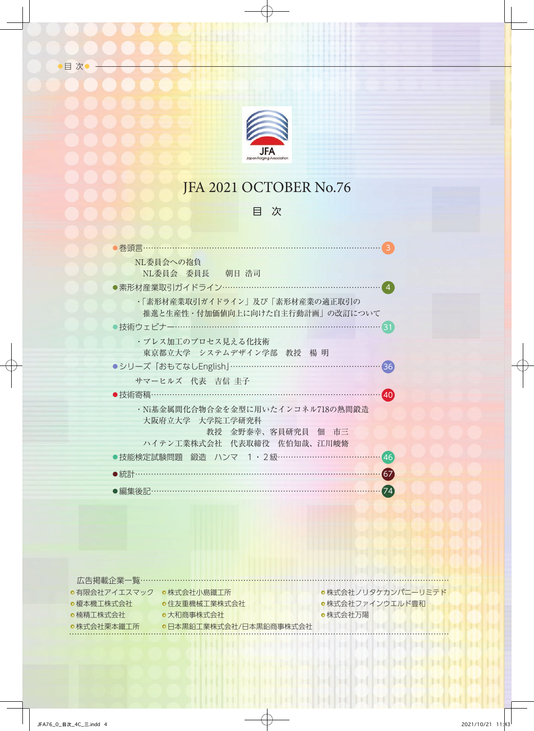# JFA 2021 OCTOBER No.76

## 目　次

- 巻頭言 …… 3
  - NL委員会への抱負
    NL委員会　委員長　　朝日 浩司
- 素形材産業取引ガイドライン …… 4
  - ・「素形材産業取引ガイドライン」及び「素形材産業の適正取引の推進と生産性・付加価値向上に向けた自主行動計画」の改訂について
- 技術ウェビナー …… 31
  - ・プレス加工のプロセス見える化技術
    東京都立大学　システムデザイン学部　教授　楊 明
- シリーズ「おもてなしEnglish」 …… 36
  - サマーヒルズ　代表　吉信 圭子
- 技術寄稿 …… 40
  - ・Ni基金属間化合物合金を金型に用いたインコネル718の熱間鍛造
    大阪府立大学　大学院工学研究科
    教授　金野泰幸、客員研究員　佃　市三
    ハイテン工業株式会社　代表取締役　佐伯知哉、江川峻脩
- 技能検定試験問題　鍛造　ハンマ　1・2級 …… 46
- 統計 …… 67
- 編集後記 …… 74

広告掲載企業一覧

- 有限会社アイエスマック
- 榎本機工株式会社
- 楠精工株式会社
- 株式会社栗本鐵工所
- 株式会社小島鐵工所
- 住友重機械工業株式会社
- 大和商事株式会社
- 日本黒鉛工業株式会社/日本黒鉛商事株式会社
- 株式会社ノリタケカンパニーリミテド
- 株式会社ファインウエルド豊和
- 株式会社万陽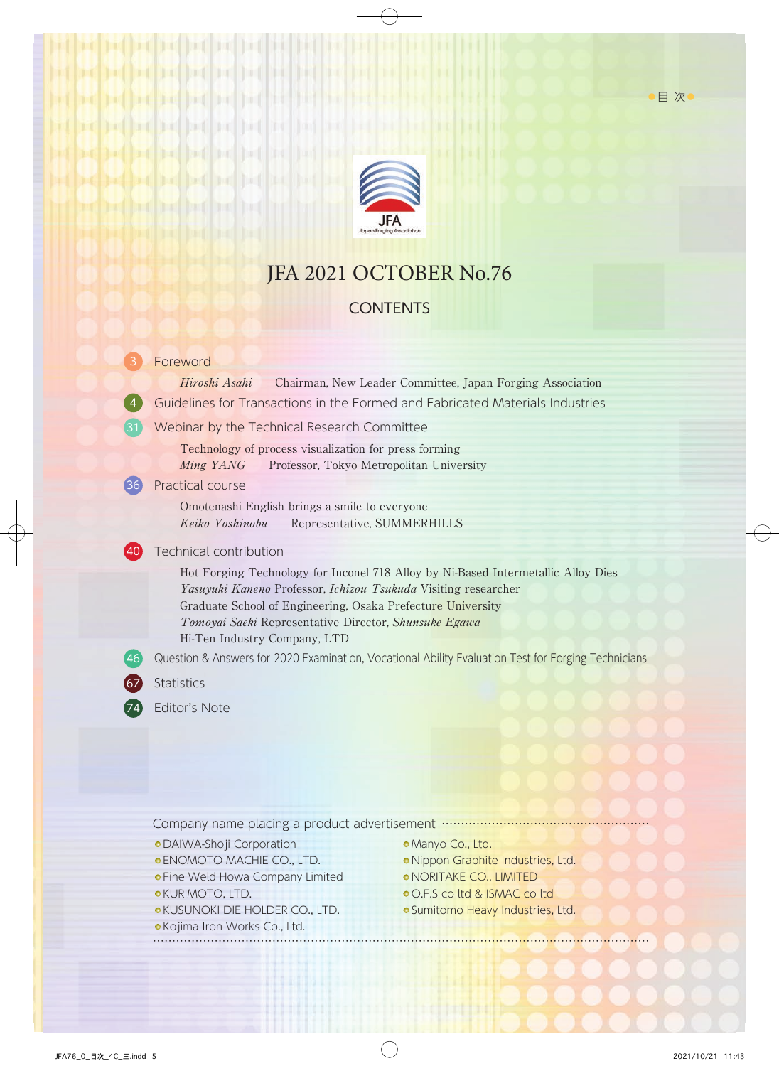# JFA 2021 OCTOBER No.76

## CONTENTS

3 Foreword

*Hiroshi Asahi* Chairman, New Leader Committee, Japan Forging Association

4 Guidelines for Transactions in the Formed and Fabricated Materials Industries

31 Webinar by the Technical Research Committee

Technology of process visualization for press forming
*Ming YANG* Professor, Tokyo Metropolitan University

36 Practical course

Omotenashi English brings a smile to everyone
*Keiko Yoshinobu* Representative, SUMMERHILLS

40 Technical contribution

Hot Forging Technology for Inconel 718 Alloy by Ni-Based Intermetallic Alloy Dies
*Yasuyuki Kaneno* Professor, *Ichizou Tsukuda* Visiting researcher
Graduate School of Engineering, Osaka Prefecture University
*Tomoyai Saeki* Representative Director, *Shunsuke Egawa*
Hi-Ten Industry Company, LTD

46 Question & Answers for 2020 Examination, Vocational Ability Evaluation Test for Forging Technicians

67 Statistics

74 Editor's Note

Company name placing a product advertisement

- DAIWA-Shoji Corporation
- ENOMOTO MACHIE CO., LTD.
- Fine Weld Howa Company Limited
- KURIMOTO, LTD.
- KUSUNOKI DIE HOLDER CO., LTD.
- Kojima Iron Works Co., Ltd.
- Manyo Co., Ltd.
- Nippon Graphite Industries, Ltd.
- NORITAKE CO., LIMITED
- O.F.S co ltd & ISMAC co ltd
- Sumitomo Heavy Industries, Ltd.